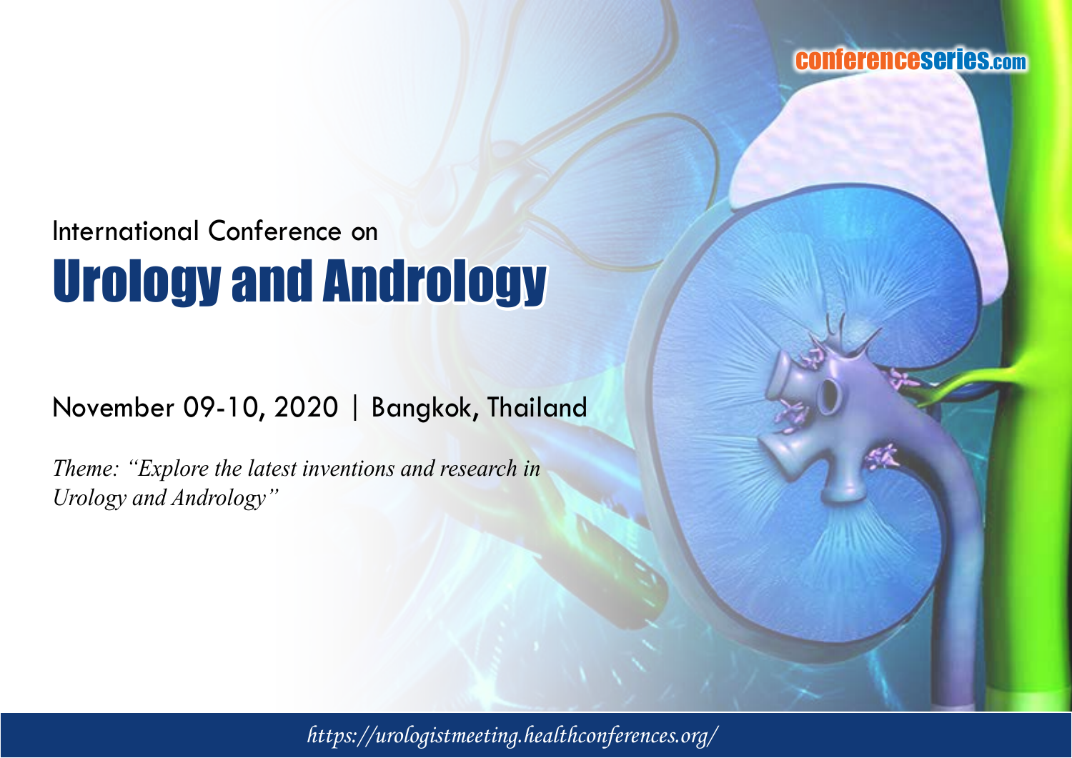conferenceseries.com

International Conference on

# Urology and Andrology

November 09-10, 2020 | Bangkok, Thailand

*Theme: "Explore the latest inventions and research in Urology and Andrology"*

*https://urologistmeeting.healthconferences.org/*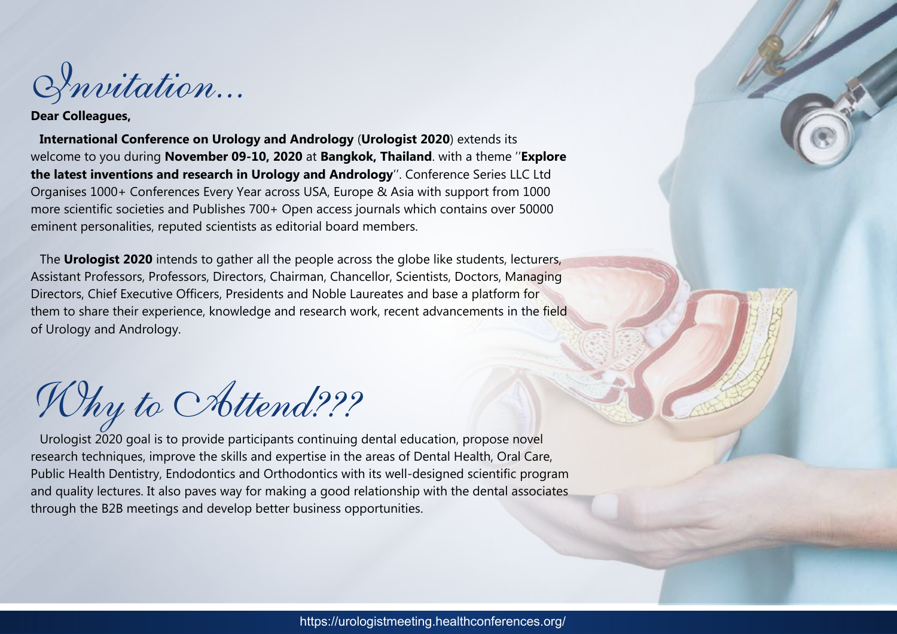# Invitation...

**Dear Colleagues,**

**International Conference on Urology and Andrology** (**Urologist 2020**) extends its welcome to you during **November 09-10, 2020** at **Bangkok, Thailand**. with a theme ''**Explore the latest inventions and research in Urology and Andrology**''. Conference Series LLC Ltd Organises 1000+ Conferences Every Year across USA, Europe & Asia with support from 1000 more scientific societies and Publishes 700+ Open access journals which contains over 50000 eminent personalities, reputed scientists as editorial board members.

The **Urologist 2020** intends to gather all the people across the globe like students, lecturers, Assistant Professors, Professors, Directors, Chairman, Chancellor, Scientists, Doctors, Managing Directors, Chief Executive Officers, Presidents and Noble Laureates and base a platform for them to share their experience, knowledge and research work, recent advancements in the field of Urology and Andrology.

# Why to Attend???

Urologist 2020 goal is to provide participants continuing dental education, propose novel research techniques, improve the skills and expertise in the areas of Dental Health, Oral Care, Public Health Dentistry, Endodontics and Orthodontics with its well-designed scientific program and quality lectures. It also paves way for making a good relationship with the dental associates through the B2B meetings and develop better business opportunities.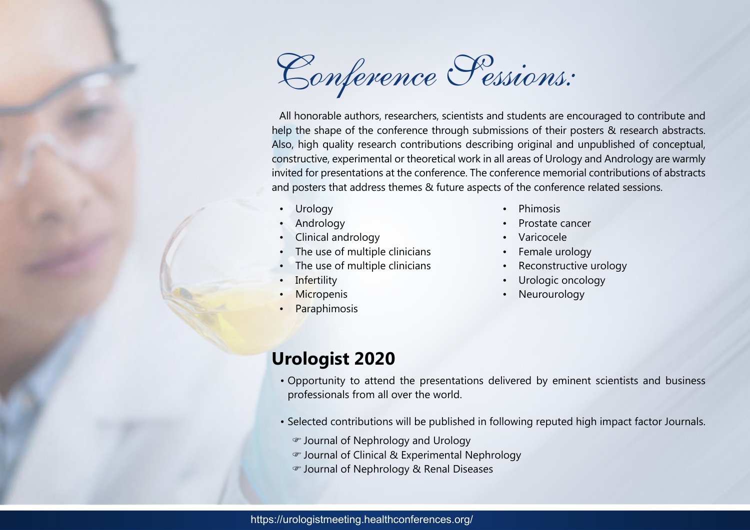# Conference Sessions:

All honorable authors, researchers, scientists and students are encouraged to contribute and help the shape of the conference through submissions of their posters & research abstracts. Also, high quality research contributions describing original and unpublished of conceptual, constructive, experimental or theoretical work in all areas of Urology and Andrology are warmly invited for presentations at the conference. The conference memorial contributions of abstracts and posters that address themes & future aspects of the conference related sessions.

- Urology
- Andrology
- Clinical andrology
- The use of multiple clinicians
- The use of multiple clinicians
- Infertility
- Micropenis
- Paraphimosis
- Phimosis
- Prostate cancer
- Varicocele
- Female urology
- Reconstructive urology
- Urologic oncology
- Neurourology

## Urologist 2020

- Opportunity to attend the presentations delivered by eminent scientists and business professionals from all over the world.
- Selected contributions will be published in following reputed high impact factor Journals.
  - Journal of Nephrology and Urology
  - Journal of Clinical & Experimental Nephrology
  - Journal of Nephrology & Renal Diseases

https://urologistmeeting.healthconferences.org/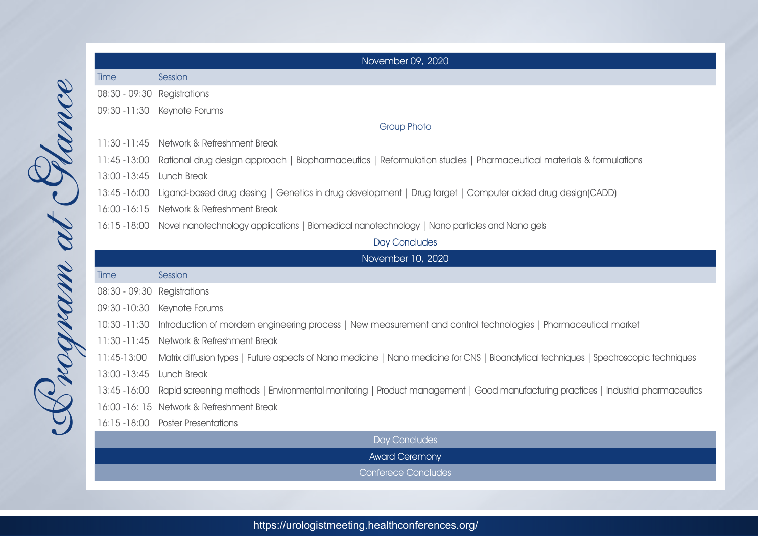# Program at Glance

| November 09, 2020 | |
|---|---|
| Time | Session |
| 08:30 - 09:30 | Registrations |
| 09:30 -11:30 | Keynote Forums |
| | Group Photo |
| 11:30 -11:45 | Network & Refreshment Break |
| 11:45 -13:00 | Rational drug design approach \| Biopharmaceutics \| Reformulation studies \| Pharmaceutical materials & formulations |
| 13:00 -13:45 | Lunch Break |
| 13:45 -16:00 | Ligand-based drug desing \| Genetics in drug development \| Drug target \| Computer aided drug design(CADD) |
| 16:00 -16:15 | Network & Refreshment Break |
| 16:15 -18:00 | Novel nanotechnology applications \| Biomedical nanotechnology \| Nano particles and Nano gels |
| | Day Concludes |

| November 10, 2020 | |
|---|---|
| Time | Session |
| 08:30 - 09:30 | Registrations |
| 09:30 -10:30 | Keynote Forums |
| 10:30 -11:30 | Introduction of mordern engineering process \| New measurement and control technologies \| Pharmaceutical market |
| 11:30 -11:45 | Network & Refreshment Break |
| 11:45-13:00 | Matrix diffusion types \| Future aspects of Nano medicine \| Nano medicine for CNS \| Bioanalytical techniques \| Spectroscopic techniques |
| 13:00 -13:45 | Lunch Break |
| 13:45 -16:00 | Rapid screening methods \| Environmental monitoring \| Product management \| Good manufacturing practices \| Industrial pharmaceutics |
| 16:00 -16: 15 | Network & Refreshment Break |
| 16:15 -18:00 | Poster Presentations |
| | Day Concludes |
| | Award Ceremony |
| | Conferece Concludes |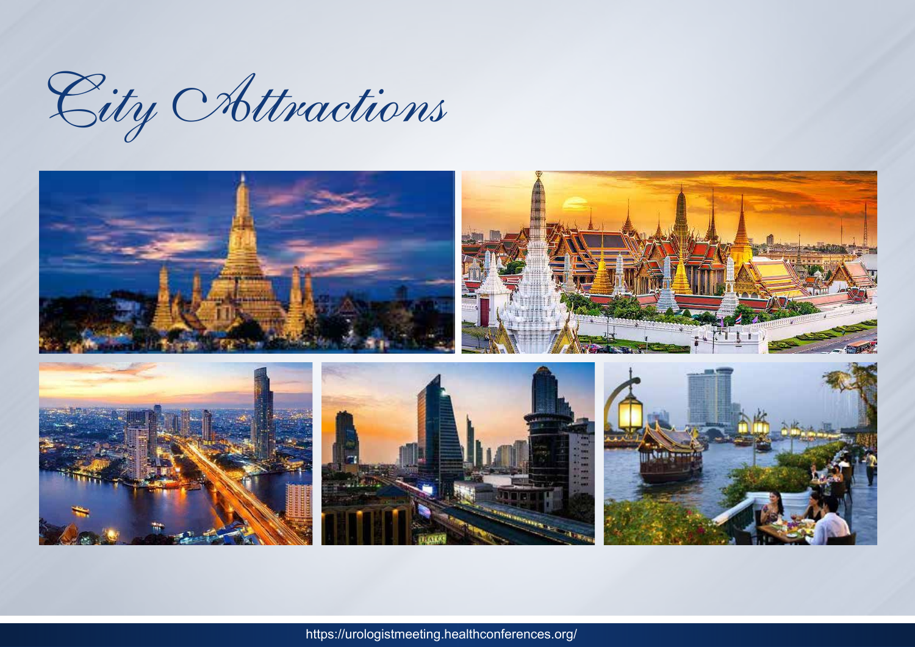# City Attractions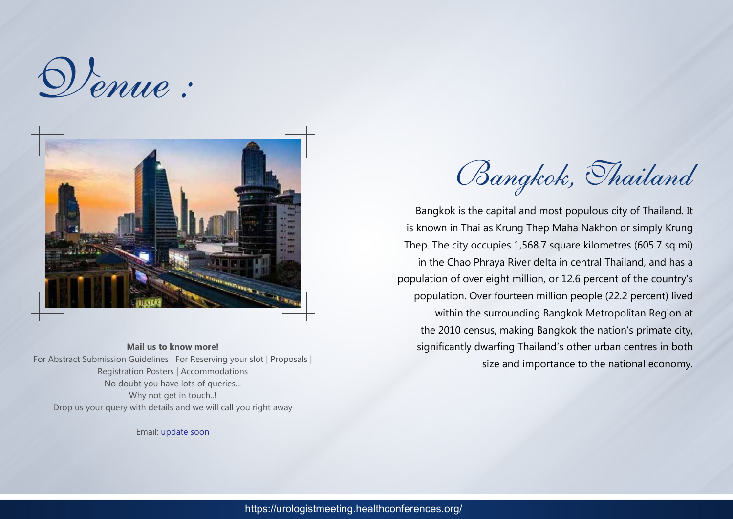# Venue :

**Mail us to know more!**

For Abstract Submission Guidelines | For Reserving your slot | Proposals | Registration Posters | Accommodations

No doubt you have lots of queries...

Why not get in touch..!

Drop us your query with details and we will call you right away

Email: update soon

## Bangkok, Thailand

Bangkok is the capital and most populous city of Thailand. It is known in Thai as Krung Thep Maha Nakhon or simply Krung Thep. The city occupies 1,568.7 square kilometres (605.7 sq mi) in the Chao Phraya River delta in central Thailand, and has a population of over eight million, or 12.6 percent of the country's population. Over fourteen million people (22.2 percent) lived within the surrounding Bangkok Metropolitan Region at the 2010 census, making Bangkok the nation's primate city, significantly dwarfing Thailand's other urban centres in both size and importance to the national economy.